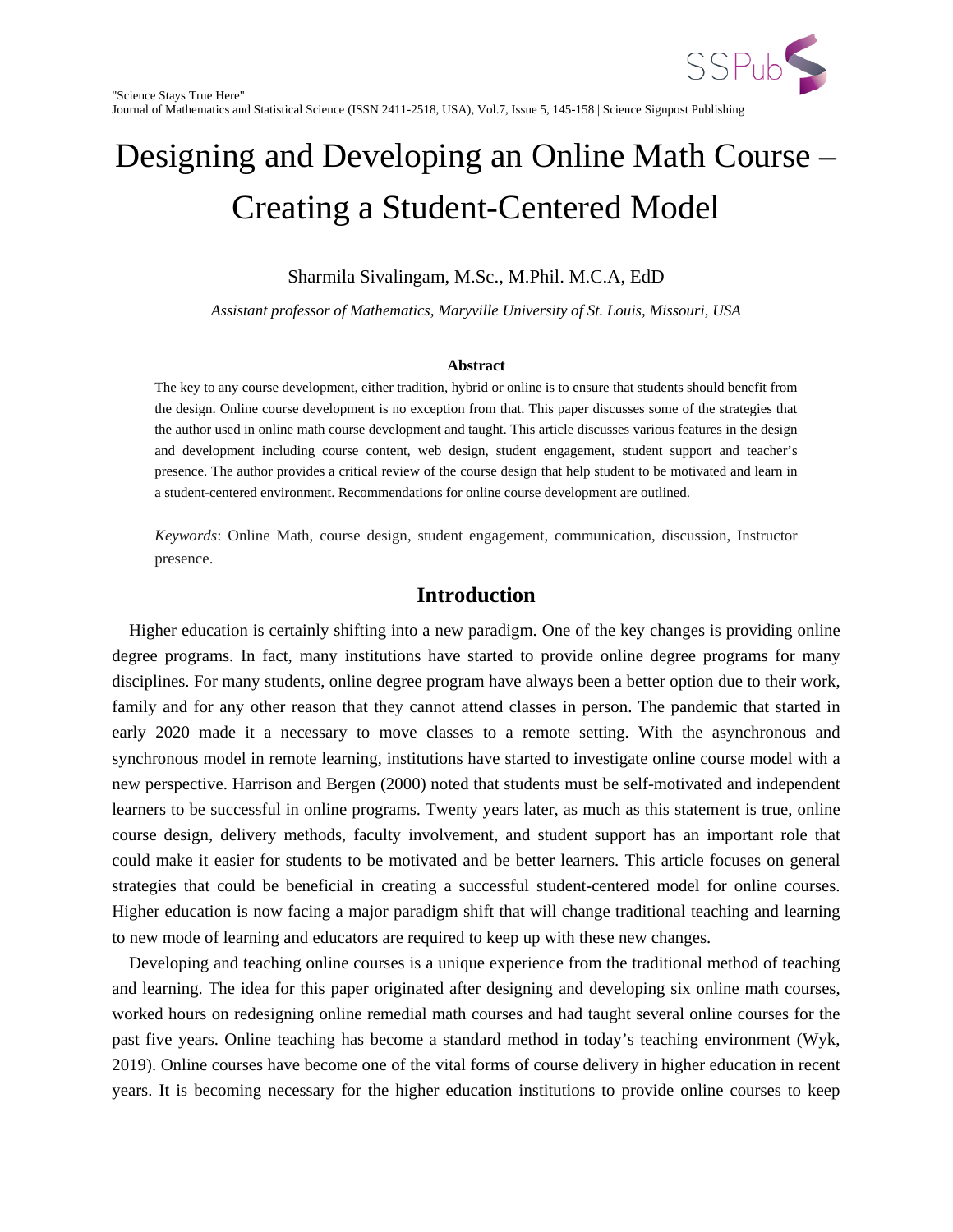# Designing and Developing an Online Math Course – Creating a Student-Centered Model

Sharmila Sivalingam, M.Sc., M.Phil. M.C.A, EdD

*Assistant professor of Mathematics, Maryville University of St. Louis, Missouri, USA*

**Abstract**

The key to any course development, either tradition, hybrid or online is to ensure that students should benefit from the design. Online course development is no exception from that. This paper discusses some of the strategies that the author used in online math course development and taught. This article discusses various features in the design and development including course content, web design, student engagement, student support and teacher's presence. The author provides a critical review of the course design that help student to be motivated and learn in a student-centered environment. Recommendations for online course development are outlined.

*Keywords*: Online Math, course design, student engagement, communication, discussion, Instructor presence.

## Introduction

Higher education is certainly shifting into a new paradigm. One of the key changes is providing online degree programs. In fact, many institutions have started to provide online degree programs for many disciplines. For many students, online degree program have always been a better option due to their work, family and for any other reason that they cannot attend classes in person. The pandemic that started in early 2020 made it a necessary to move classes to a remote setting. With the asynchronous and synchronous model in remote learning, institutions have started to investigate online course model with a new perspective. Harrison and Bergen (2000) noted that students must be self-motivated and independent learners to be successful in online programs. Twenty years later, as much as this statement is true, online course design, delivery methods, faculty involvement, and student support has an important role that could make it easier for students to be motivated and be better learners. This article focuses on general strategies that could be beneficial in creating a successful student-centered model for online courses. Higher education is now facing a major paradigm shift that will change traditional teaching and learning to new mode of learning and educators are required to keep up with these new changes.

Developing and teaching online courses is a unique experience from the traditional method of teaching and learning. The idea for this paper originated after designing and developing six online math courses, worked hours on redesigning online remedial math courses and had taught several online courses for the past five years. Online teaching has become a standard method in today's teaching environment (Wyk, 2019). Online courses have become one of the vital forms of course delivery in higher education in recent years. It is becoming necessary for the higher education institutions to provide online courses to keep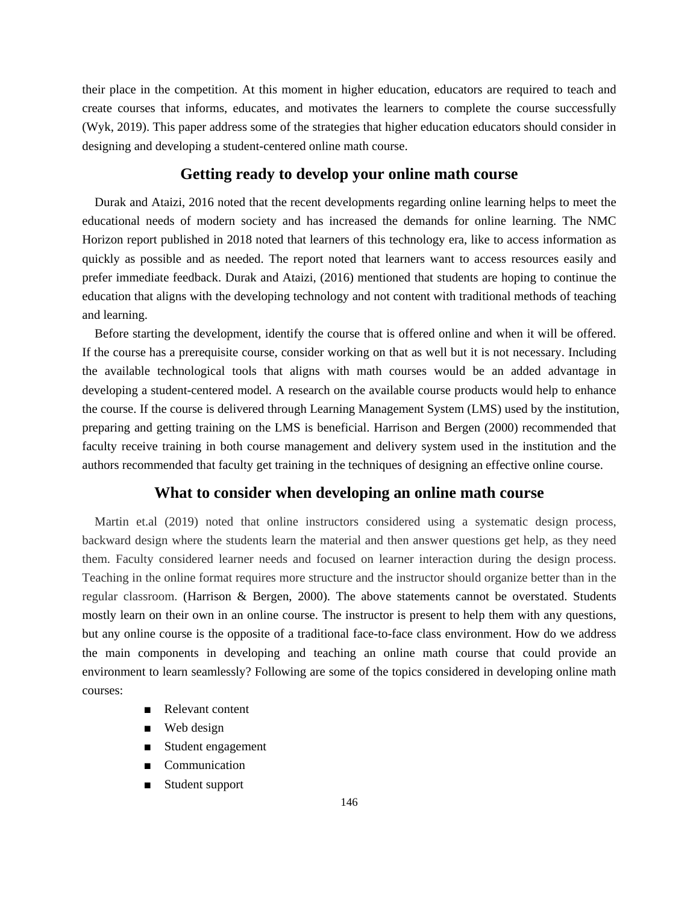their place in the competition. At this moment in higher education, educators are required to teach and create courses that informs, educates, and motivates the learners to complete the course successfully (Wyk, 2019). This paper address some of the strategies that higher education educators should consider in designing and developing a student-centered online math course.

## Getting ready to develop your online math course

Durak and Ataizi, 2016 noted that the recent developments regarding online learning helps to meet the educational needs of modern society and has increased the demands for online learning. The NMC Horizon report published in 2018 noted that learners of this technology era, like to access information as quickly as possible and as needed. The report noted that learners want to access resources easily and prefer immediate feedback. Durak and Ataizi, (2016) mentioned that students are hoping to continue the education that aligns with the developing technology and not content with traditional methods of teaching and learning.

Before starting the development, identify the course that is offered online and when it will be offered. If the course has a prerequisite course, consider working on that as well but it is not necessary. Including the available technological tools that aligns with math courses would be an added advantage in developing a student-centered model. A research on the available course products would help to enhance the course. If the course is delivered through Learning Management System (LMS) used by the institution, preparing and getting training on the LMS is beneficial. Harrison and Bergen (2000) recommended that faculty receive training in both course management and delivery system used in the institution and the authors recommended that faculty get training in the techniques of designing an effective online course.

## What to consider when developing an online math course

Martin et.al (2019) noted that online instructors considered using a systematic design process, backward design where the students learn the material and then answer questions get help, as they need them. Faculty considered learner needs and focused on learner interaction during the design process. Teaching in the online format requires more structure and the instructor should organize better than in the regular classroom. (Harrison & Bergen, 2000). The above statements cannot be overstated. Students mostly learn on their own in an online course. The instructor is present to help them with any questions, but any online course is the opposite of a traditional face-to-face class environment. How do we address the main components in developing and teaching an online math course that could provide an environment to learn seamlessly? Following are some of the topics considered in developing online math courses:

- Relevant content
- Web design
- Student engagement
- Communication
- Student support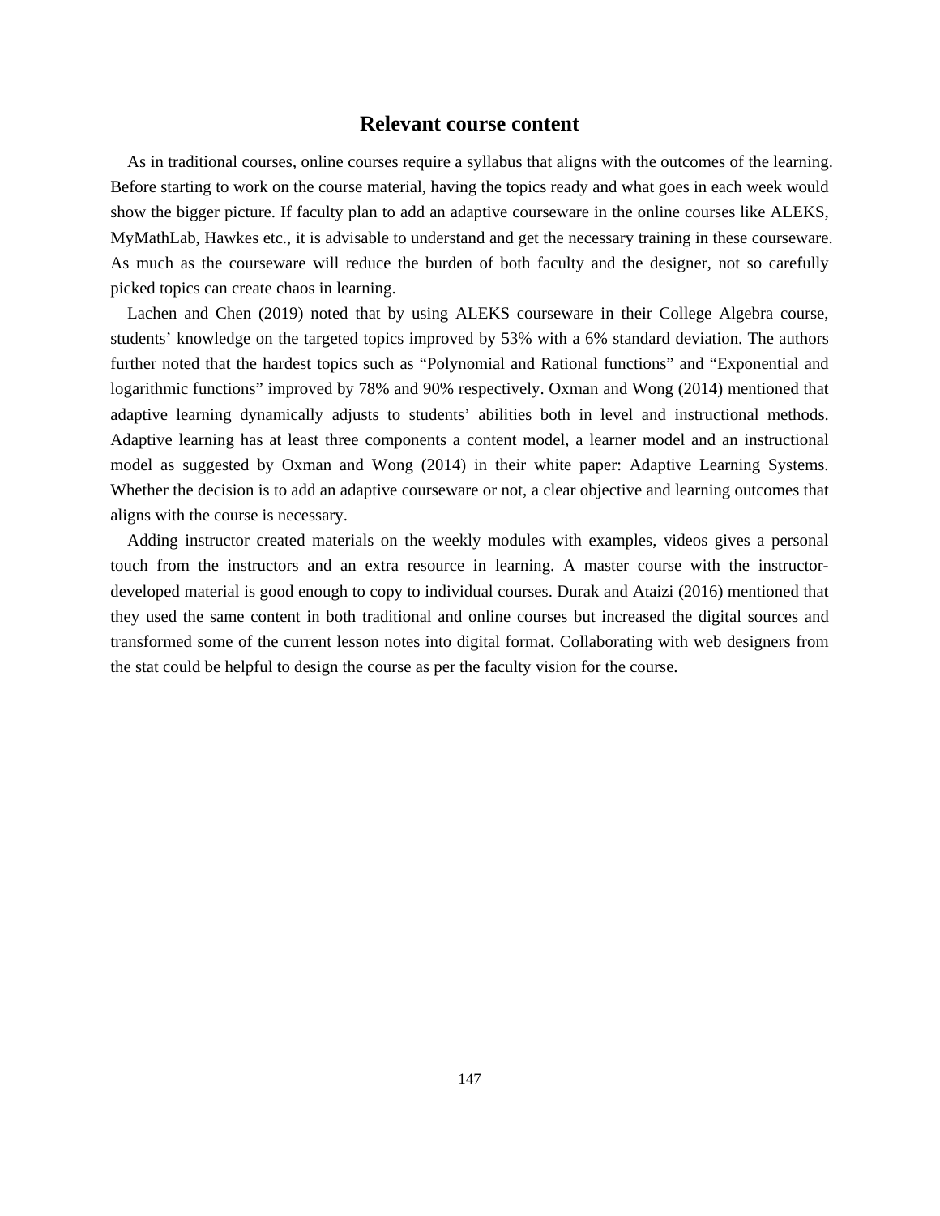## Relevant course content

As in traditional courses, online courses require a syllabus that aligns with the outcomes of the learning. Before starting to work on the course material, having the topics ready and what goes in each week would show the bigger picture. If faculty plan to add an adaptive courseware in the online courses like ALEKS, MyMathLab, Hawkes etc., it is advisable to understand and get the necessary training in these courseware. As much as the courseware will reduce the burden of both faculty and the designer, not so carefully picked topics can create chaos in learning.

Lachen and Chen (2019) noted that by using ALEKS courseware in their College Algebra course, students' knowledge on the targeted topics improved by 53% with a 6% standard deviation. The authors further noted that the hardest topics such as "Polynomial and Rational functions" and "Exponential and logarithmic functions" improved by 78% and 90% respectively. Oxman and Wong (2014) mentioned that adaptive learning dynamically adjusts to students' abilities both in level and instructional methods. Adaptive learning has at least three components a content model, a learner model and an instructional model as suggested by Oxman and Wong (2014) in their white paper: Adaptive Learning Systems. Whether the decision is to add an adaptive courseware or not, a clear objective and learning outcomes that aligns with the course is necessary.

Adding instructor created materials on the weekly modules with examples, videos gives a personal touch from the instructors and an extra resource in learning. A master course with the instructor-developed material is good enough to copy to individual courses. Durak and Ataizi (2016) mentioned that they used the same content in both traditional and online courses but increased the digital sources and transformed some of the current lesson notes into digital format. Collaborating with web designers from the stat could be helpful to design the course as per the faculty vision for the course.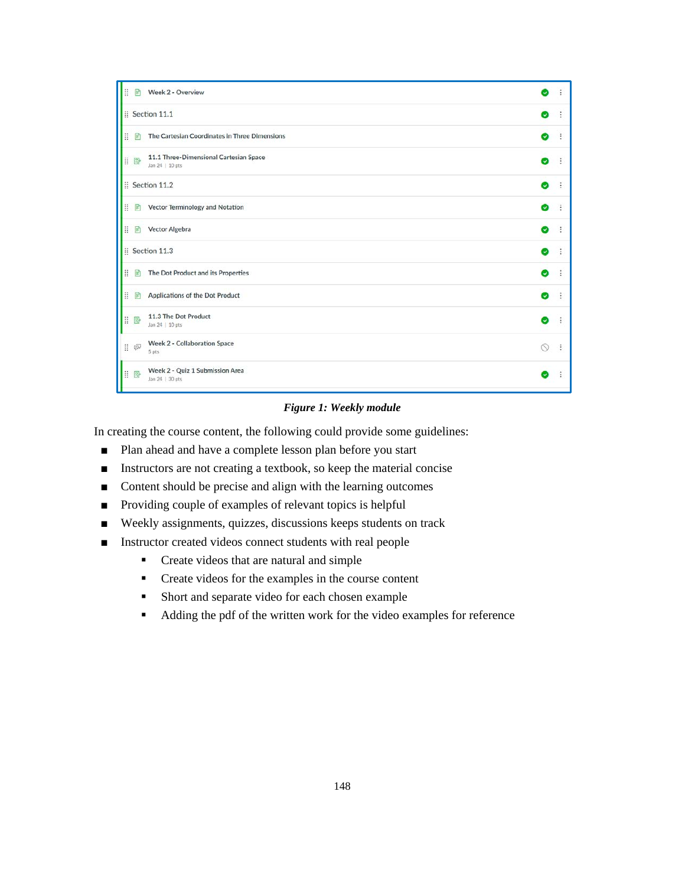- Week 2 - Overview
- Section 11.1
- The Cartesian Coordinates in Three Dimensions
- 11.1 Three-Dimensional Cartesian Space
  Jan 24 | 10 pts
- Section 11.2
- Vector Terminology and Notation
- Vector Algebra
- Section 11.3
- The Dot Product and its Properties
- Applications of the Dot Product
- 11.3 The Dot Product
  Jan 24 | 10 pts
- Week 2 - Collaboration Space
  5 pts
- Week 2 - Quiz 1 Submission Area
  Jan 24 | 30 pts

***Figure 1: Weekly module***

In creating the course content, the following could provide some guidelines:

- Plan ahead and have a complete lesson plan before you start
- Instructors are not creating a textbook, so keep the material concise
- Content should be precise and align with the learning outcomes
- Providing couple of examples of relevant topics is helpful
- Weekly assignments, quizzes, discussions keeps students on track
- Instructor created videos connect students with real people
  - Create videos that are natural and simple
  - Create videos for the examples in the course content
  - Short and separate video for each chosen example
  - Adding the pdf of the written work for the video examples for reference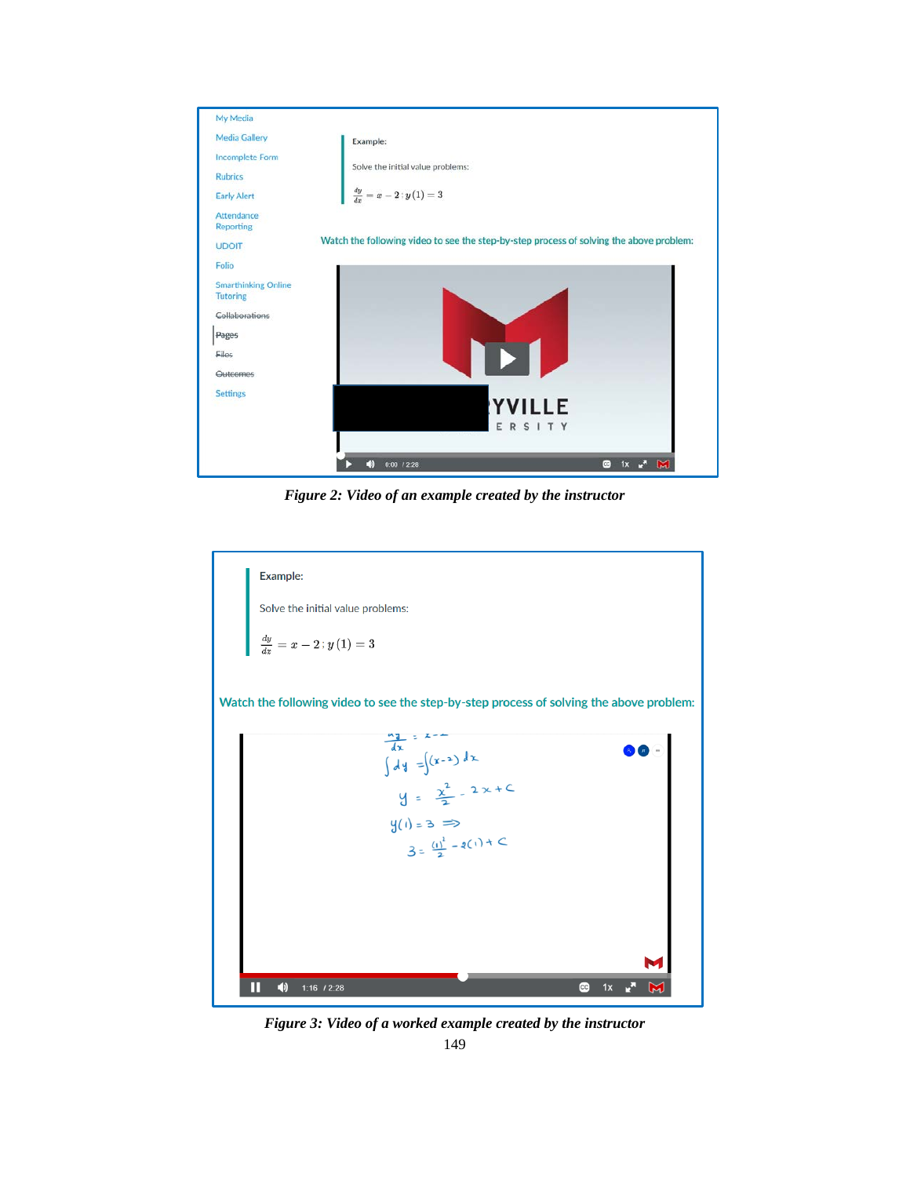My Media

Media Gallery

Incomplete Form

Rubrics

Early Alert

Attendance Reporting

UDOIT

Folio

Smarthinking Online Tutoring

Collaborations

Pages

Files

Outcomes

Settings

Example:

Solve the initial value problems:

$\frac{dy}{dx} = x - 2 \,;\, y(1) = 3$

Watch the following video to see the step-by-step process of solving the above problem:

*Figure 2: Video of an example created by the instructor*

Example:

Solve the initial value problems:

$\frac{dy}{dx} = x - 2 \,;\, y(1) = 3$

Watch the following video to see the step-by-step process of solving the above problem:

*Figure 3: Video of a worked example created by the instructor*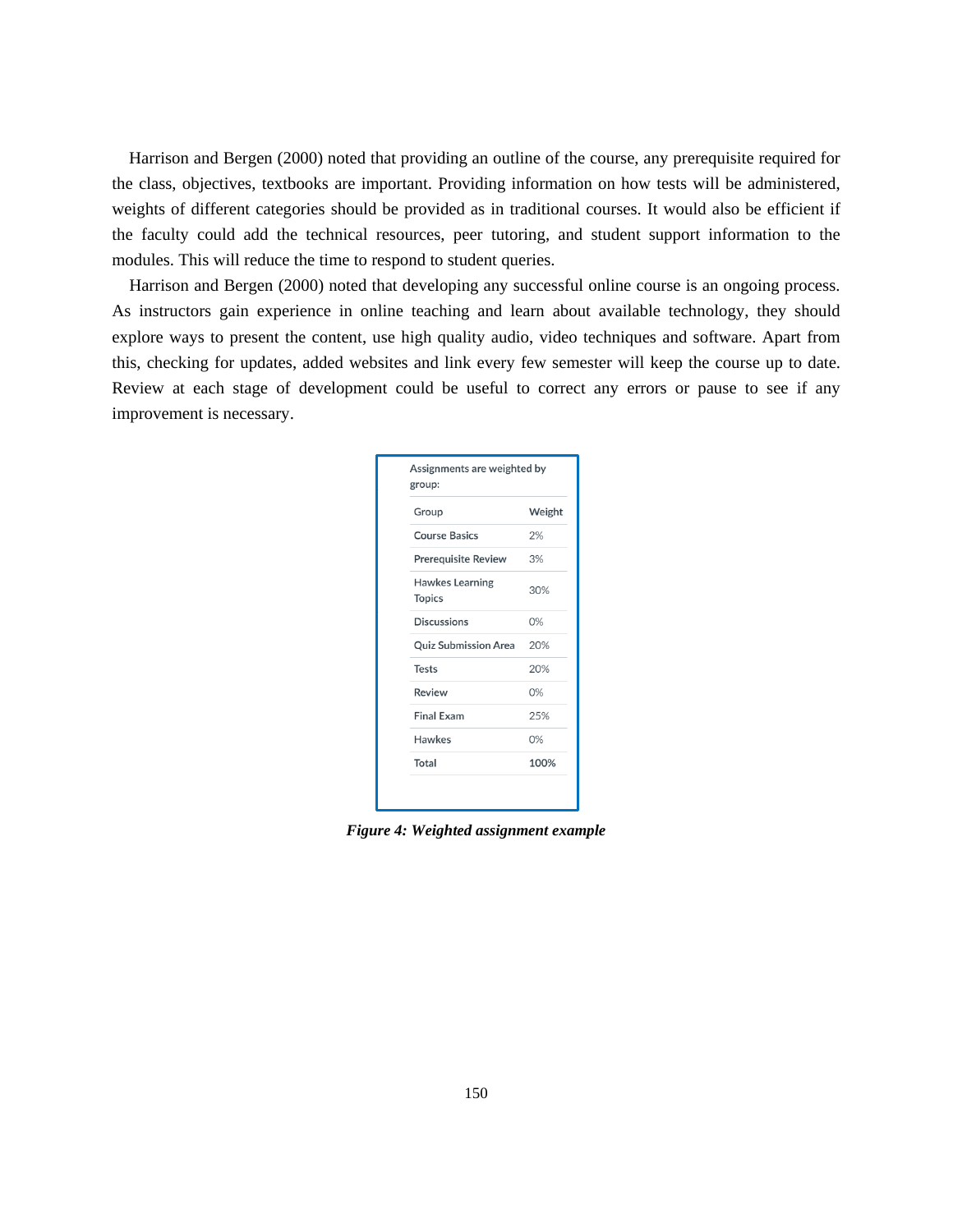Harrison and Bergen (2000) noted that providing an outline of the course, any prerequisite required for the class, objectives, textbooks are important. Providing information on how tests will be administered, weights of different categories should be provided as in traditional courses. It would also be efficient if the faculty could add the technical resources, peer tutoring, and student support information to the modules. This will reduce the time to respond to student queries.

Harrison and Bergen (2000) noted that developing any successful online course is an ongoing process. As instructors gain experience in online teaching and learn about available technology, they should explore ways to present the content, use high quality audio, video techniques and software. Apart from this, checking for updates, added websites and link every few semester will keep the course up to date. Review at each stage of development could be useful to correct any errors or pause to see if any improvement is necessary.

Assignments are weighted by group:

| Group | Weight |
|---|---|
| Course Basics | 2% |
| Prerequisite Review | 3% |
| Hawkes Learning Topics | 30% |
| Discussions | 0% |
| Quiz Submission Area | 20% |
| Tests | 20% |
| Review | 0% |
| Final Exam | 25% |
| Hawkes | 0% |
| Total | 100% |

***Figure 4: Weighted assignment example***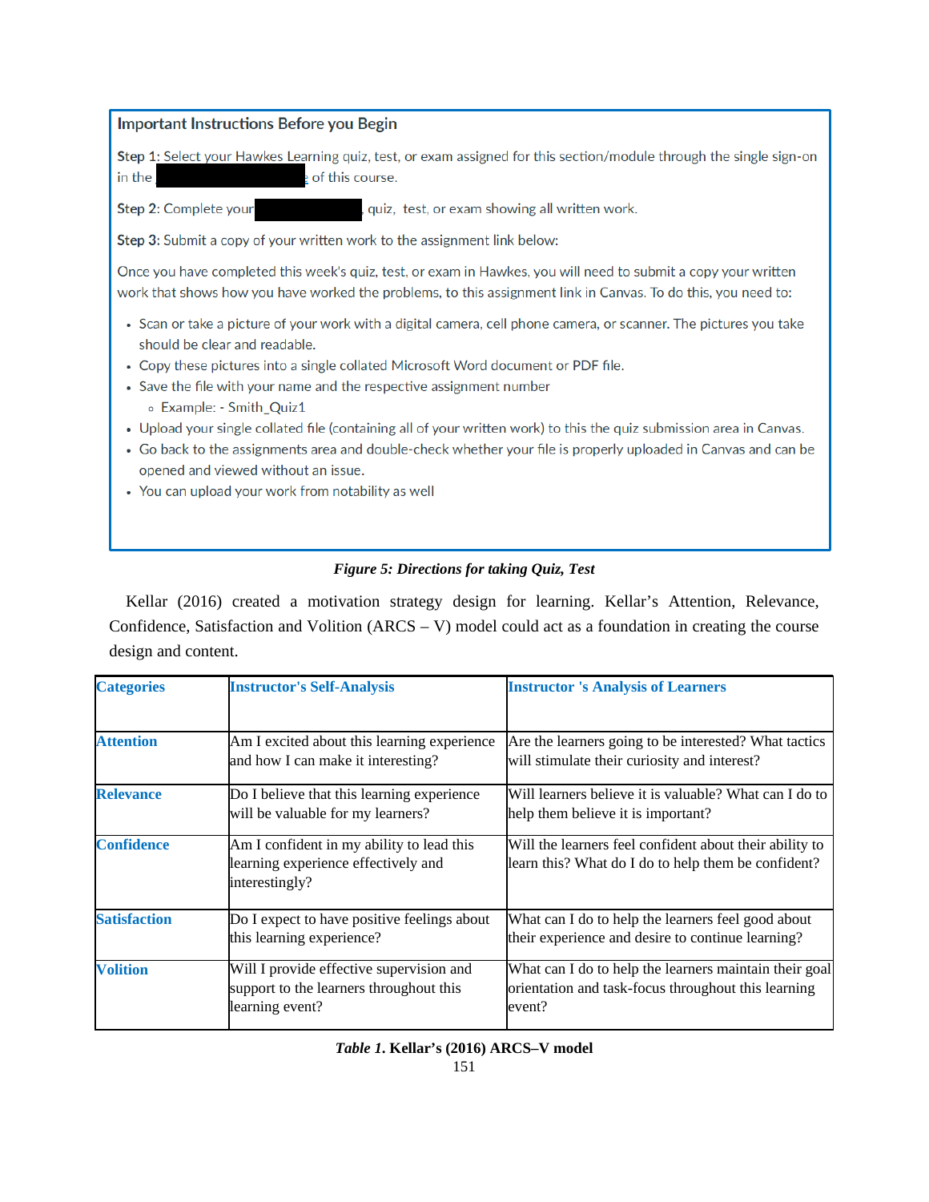**Important Instructions Before you Begin**

**Step 1:** Select your Hawkes Learning quiz, test, or exam assigned for this section/module through the single sign-on in the [redacted] of this course.

**Step 2:** Complete your [redacted] quiz, test, or exam showing all written work.

**Step 3:** Submit a copy of your written work to the assignment link below:

Once you have completed this week's quiz, test, or exam in Hawkes, you will need to submit a copy your written work that shows how you have worked the problems, to this assignment link in Canvas. To do this, you need to:

- Scan or take a picture of your work with a digital camera, cell phone camera, or scanner. The pictures you take should be clear and readable.
- Copy these pictures into a single collated Microsoft Word document or PDF file.
- Save the file with your name and the respective assignment number
  - Example: - Smith_Quiz1
- Upload your single collated file (containing all of your written work) to this the quiz submission area in Canvas.
- Go back to the assignments area and double-check whether your file is properly uploaded in Canvas and can be opened and viewed without an issue.
- You can upload your work from notability as well

***Figure 5: Directions for taking Quiz, Test***

Kellar (2016) created a motivation strategy design for learning. Kellar's Attention, Relevance, Confidence, Satisfaction and Volition (ARCS – V) model could act as a foundation in creating the course design and content.

| Categories | Instructor's Self-Analysis | Instructor 's Analysis of Learners |
|---|---|---|
| **Attention** | Am I excited about this learning experience and how I can make it interesting? | Are the learners going to be interested? What tactics will stimulate their curiosity and interest? |
| **Relevance** | Do I believe that this learning experience will be valuable for my learners? | Will learners believe it is valuable? What can I do to help them believe it is important? |
| **Confidence** | Am I confident in my ability to lead this learning experience effectively and interestingly? | Will the learners feel confident about their ability to learn this? What do I do to help them be confident? |
| **Satisfaction** | Do I expect to have positive feelings about this learning experience? | What can I do to help the learners feel good about their experience and desire to continue learning? |
| **Volition** | Will I provide effective supervision and support to the learners throughout this learning event? | What can I do to help the learners maintain their goal orientation and task-focus throughout this learning event? |

***Table 1.* Kellar's (2016) ARCS–V model**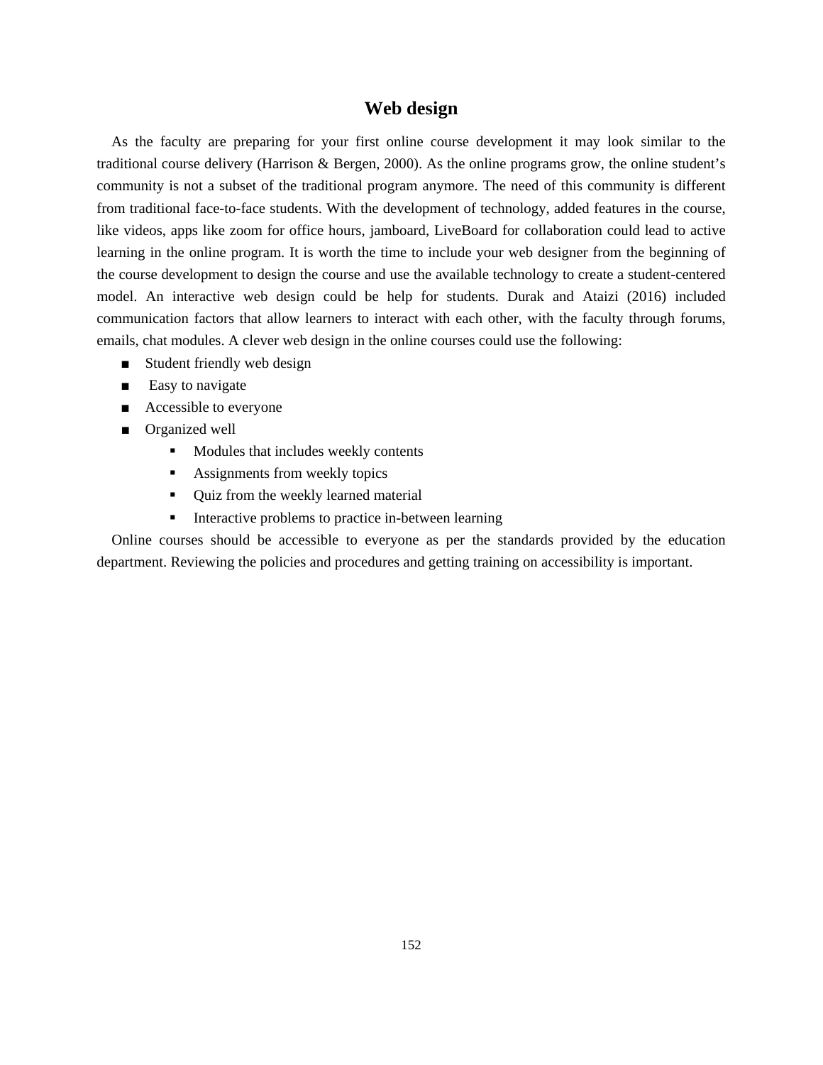## Web design

As the faculty are preparing for your first online course development it may look similar to the traditional course delivery (Harrison & Bergen, 2000). As the online programs grow, the online student's community is not a subset of the traditional program anymore. The need of this community is different from traditional face-to-face students. With the development of technology, added features in the course, like videos, apps like zoom for office hours, jamboard, LiveBoard for collaboration could lead to active learning in the online program. It is worth the time to include your web designer from the beginning of the course development to design the course and use the available technology to create a student-centered model. An interactive web design could be help for students. Durak and Ataizi (2016) included communication factors that allow learners to interact with each other, with the faculty through forums, emails, chat modules. A clever web design in the online courses could use the following:

- Student friendly web design
- Easy to navigate
- Accessible to everyone
- Organized well
    - Modules that includes weekly contents
    - Assignments from weekly topics
    - Quiz from the weekly learned material
    - Interactive problems to practice in-between learning

Online courses should be accessible to everyone as per the standards provided by the education department. Reviewing the policies and procedures and getting training on accessibility is important.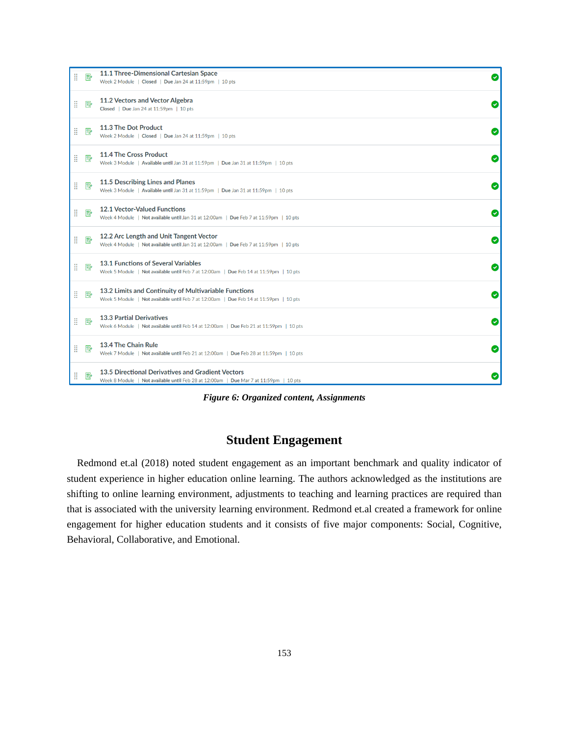11.1 Three-Dimensional Cartesian Space
Week 2 Module | Closed | Due Jan 24 at 11:59pm | 10 pts

11.2 Vectors and Vector Algebra
Closed | Due Jan 24 at 11:59pm | 10 pts

11.3 The Dot Product
Week 2 Module | Closed | Due Jan 24 at 11:59pm | 10 pts

11.4 The Cross Product
Week 3 Module | Available until Jan 31 at 11:59pm | Due Jan 31 at 11:59pm | 10 pts

11.5 Describing Lines and Planes
Week 3 Module | Available until Jan 31 at 11:59pm | Due Jan 31 at 11:59pm | 10 pts

12.1 Vector-Valued Functions
Week 4 Module | Not available until Jan 31 at 12:00am | Due Feb 7 at 11:59pm | 10 pts

12.2 Arc Length and Unit Tangent Vector
Week 4 Module | Not available until Jan 31 at 12:00am | Due Feb 7 at 11:59pm | 10 pts

13.1 Functions of Several Variables
Week 5 Module | Not available until Feb 7 at 12:00am | Due Feb 14 at 11:59pm | 10 pts

13.2 Limits and Continuity of Multivariable Functions
Week 5 Module | Not available until Feb 7 at 12:00am | Due Feb 14 at 11:59pm | 10 pts

13.3 Partial Derivatives
Week 6 Module | Not available until Feb 14 at 12:00am | Due Feb 21 at 11:59pm | 10 pts

13.4 The Chain Rule
Week 7 Module | Not available until Feb 21 at 12:00am | Due Feb 28 at 11:59pm | 10 pts

13.5 Directional Derivatives and Gradient Vectors
Week 8 Module | Not available until Feb 28 at 12:00am | Due Mar 7 at 11:59pm | 10 pts

***Figure 6: Organized content, Assignments***

## Student Engagement

Redmond et.al (2018) noted student engagement as an important benchmark and quality indicator of student experience in higher education online learning. The authors acknowledged as the institutions are shifting to online learning environment, adjustments to teaching and learning practices are required than that is associated with the university learning environment. Redmond et.al created a framework for online engagement for higher education students and it consists of five major components: Social, Cognitive, Behavioral, Collaborative, and Emotional.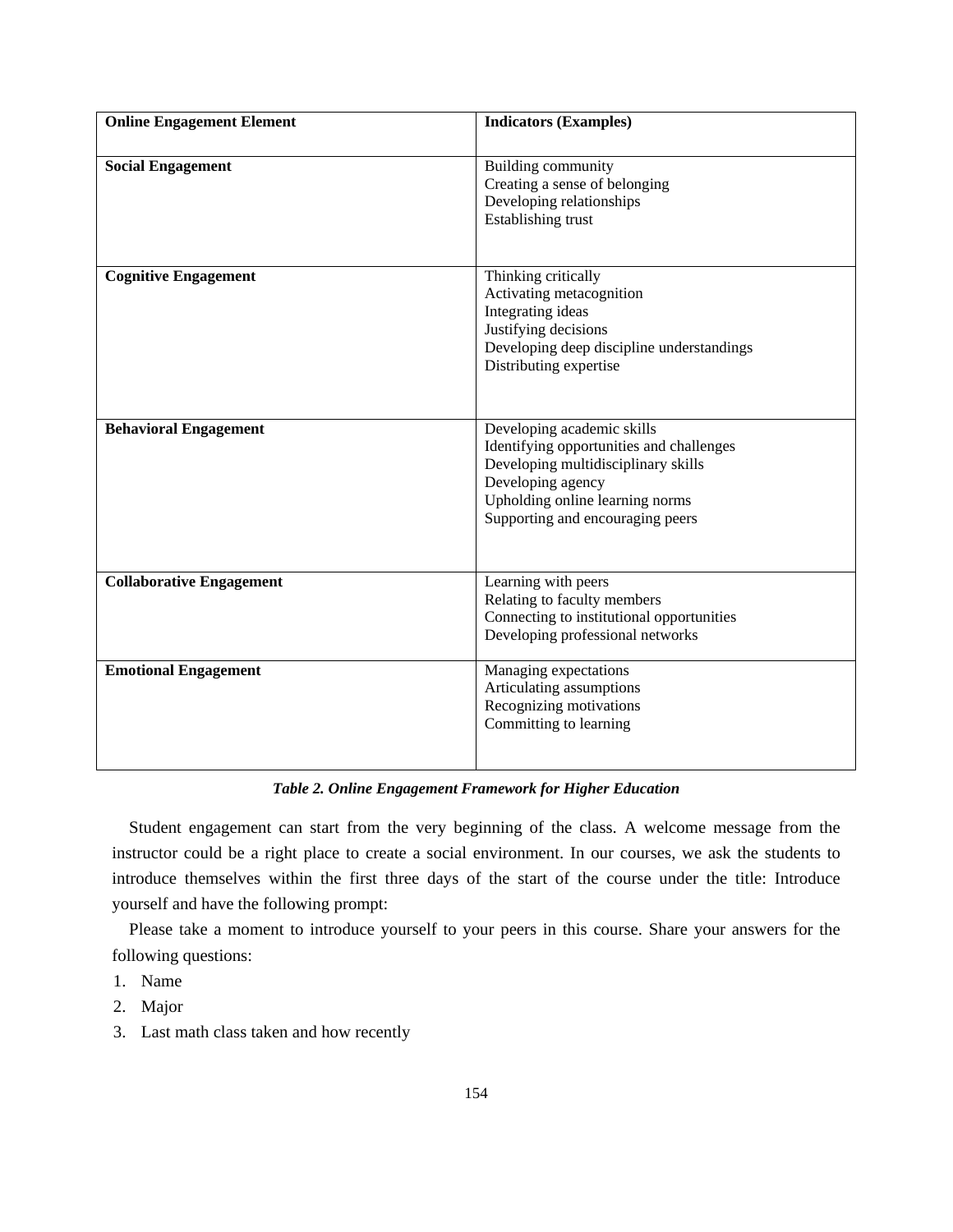| Online Engagement Element | Indicators (Examples) |
|---|---|
| **Social Engagement** | Building community<br>Creating a sense of belonging<br>Developing relationships<br>Establishing trust |
| **Cognitive Engagement** | Thinking critically<br>Activating metacognition<br>Integrating ideas<br>Justifying decisions<br>Developing deep discipline understandings<br>Distributing expertise |
| **Behavioral Engagement** | Developing academic skills<br>Identifying opportunities and challenges<br>Developing multidisciplinary skills<br>Developing agency<br>Upholding online learning norms<br>Supporting and encouraging peers |
| **Collaborative Engagement** | Learning with peers<br>Relating to faculty members<br>Connecting to institutional opportunities<br>Developing professional networks |
| **Emotional Engagement** | Managing expectations<br>Articulating assumptions<br>Recognizing motivations<br>Committing to learning |

***Table 2. Online Engagement Framework for Higher Education***

Student engagement can start from the very beginning of the class. A welcome message from the instructor could be a right place to create a social environment. In our courses, we ask the students to introduce themselves within the first three days of the start of the course under the title: Introduce yourself and have the following prompt:

Please take a moment to introduce yourself to your peers in this course. Share your answers for the following questions:

1. Name
2. Major
3. Last math class taken and how recently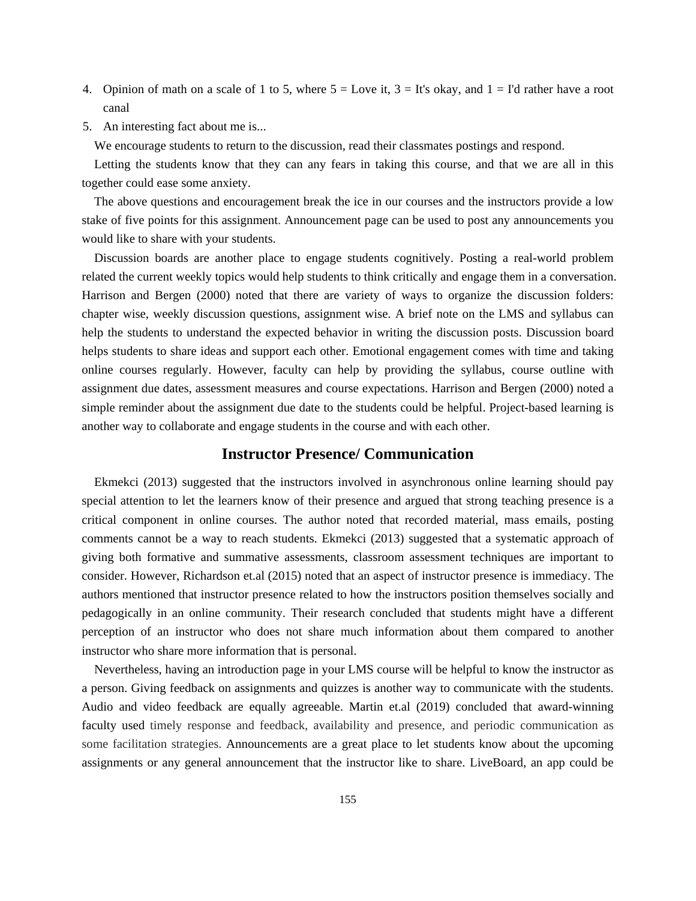4. Opinion of math on a scale of 1 to 5, where 5 = Love it, 3 = It's okay, and 1 = I'd rather have a root canal
5. An interesting fact about me is...

We encourage students to return to the discussion, read their classmates postings and respond.

Letting the students know that they can any fears in taking this course, and that we are all in this together could ease some anxiety.

The above questions and encouragement break the ice in our courses and the instructors provide a low stake of five points for this assignment. Announcement page can be used to post any announcements you would like to share with your students.

Discussion boards are another place to engage students cognitively. Posting a real-world problem related the current weekly topics would help students to think critically and engage them in a conversation. Harrison and Bergen (2000) noted that there are variety of ways to organize the discussion folders: chapter wise, weekly discussion questions, assignment wise. A brief note on the LMS and syllabus can help the students to understand the expected behavior in writing the discussion posts. Discussion board helps students to share ideas and support each other. Emotional engagement comes with time and taking online courses regularly. However, faculty can help by providing the syllabus, course outline with assignment due dates, assessment measures and course expectations. Harrison and Bergen (2000) noted a simple reminder about the assignment due date to the students could be helpful. Project-based learning is another way to collaborate and engage students in the course and with each other.

## Instructor Presence/ Communication

Ekmekci (2013) suggested that the instructors involved in asynchronous online learning should pay special attention to let the learners know of their presence and argued that strong teaching presence is a critical component in online courses. The author noted that recorded material, mass emails, posting comments cannot be a way to reach students. Ekmekci (2013) suggested that a systematic approach of giving both formative and summative assessments, classroom assessment techniques are important to consider. However, Richardson et.al (2015) noted that an aspect of instructor presence is immediacy. The authors mentioned that instructor presence related to how the instructors position themselves socially and pedagogically in an online community. Their research concluded that students might have a different perception of an instructor who does not share much information about them compared to another instructor who share more information that is personal.

Nevertheless, having an introduction page in your LMS course will be helpful to know the instructor as a person. Giving feedback on assignments and quizzes is another way to communicate with the students. Audio and video feedback are equally agreeable. Martin et.al (2019) concluded that award-winning faculty used timely response and feedback, availability and presence, and periodic communication as some facilitation strategies. Announcements are a great place to let students know about the upcoming assignments or any general announcement that the instructor like to share. LiveBoard, an app could be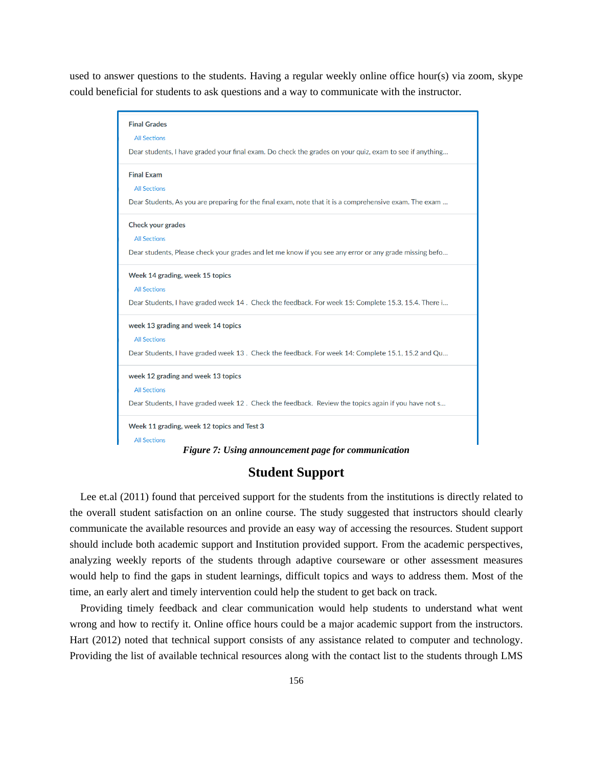used to answer questions to the students. Having a regular weekly online office hour(s) via zoom, skype could beneficial for students to ask questions and a way to communicate with the instructor.

**Final Grades**
All Sections
Dear students, I have graded your final exam. Do check the grades on your quiz, exam to see if anything...

**Final Exam**
All Sections
Dear Students, As you are preparing for the final exam, note that it is a comprehensive exam. The exam ...

**Check your grades**
All Sections
Dear students, Please check your grades and let me know if you see any error or any grade missing befo...

**Week 14 grading, week 15 topics**
All Sections
Dear Students, I have graded week 14 . Check the feedback. For week 15: Complete 15.3, 15.4. There i...

**week 13 grading and week 14 topics**
All Sections
Dear Students, I have graded week 13 . Check the feedback. For week 14: Complete 15.1, 15.2 and Qu...

**week 12 grading and week 13 topics**
All Sections
Dear Students, I have graded week 12 . Check the feedback. Review the topics again if you have not s...

**Week 11 grading, week 12 topics and Test 3**
All Sections

*Figure 7: Using announcement page for communication*

## Student Support

Lee et.al (2011) found that perceived support for the students from the institutions is directly related to the overall student satisfaction on an online course. The study suggested that instructors should clearly communicate the available resources and provide an easy way of accessing the resources. Student support should include both academic support and Institution provided support. From the academic perspectives, analyzing weekly reports of the students through adaptive courseware or other assessment measures would help to find the gaps in student learnings, difficult topics and ways to address them. Most of the time, an early alert and timely intervention could help the student to get back on track.

Providing timely feedback and clear communication would help students to understand what went wrong and how to rectify it. Online office hours could be a major academic support from the instructors. Hart (2012) noted that technical support consists of any assistance related to computer and technology. Providing the list of available technical resources along with the contact list to the students through LMS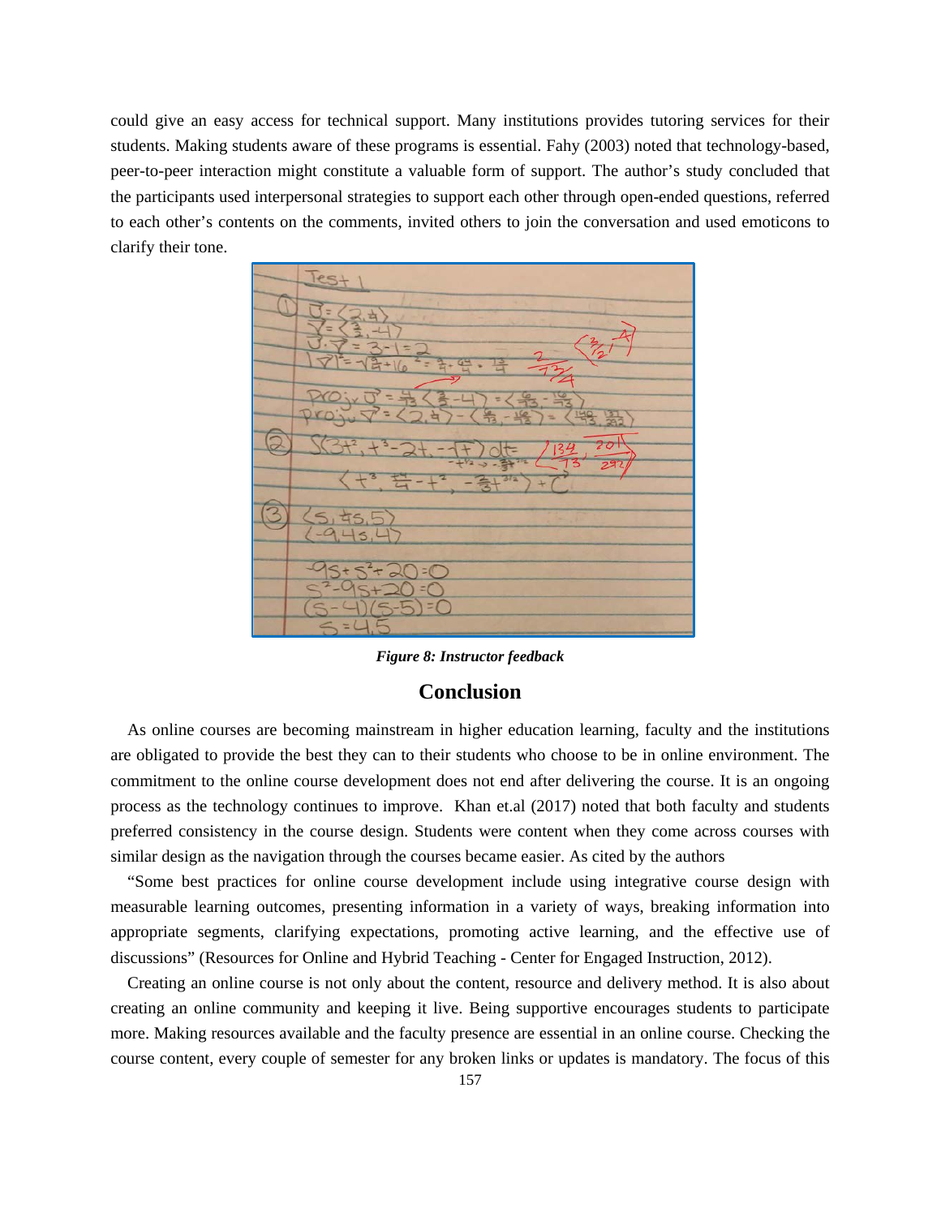could give an easy access for technical support. Many institutions provides tutoring services for their students. Making students aware of these programs is essential. Fahy (2003) noted that technology-based, peer-to-peer interaction might constitute a valuable form of support. The author's study concluded that the participants used interpersonal strategies to support each other through open-ended questions, referred to each other's contents on the comments, invited others to join the conversation and used emoticons to clarify their tone.

***Figure 8: Instructor feedback***

## Conclusion

As online courses are becoming mainstream in higher education learning, faculty and the institutions are obligated to provide the best they can to their students who choose to be in online environment. The commitment to the online course development does not end after delivering the course. It is an ongoing process as the technology continues to improve. Khan et.al (2017) noted that both faculty and students preferred consistency in the course design. Students were content when they come across courses with similar design as the navigation through the courses became easier. As cited by the authors

"Some best practices for online course development include using integrative course design with measurable learning outcomes, presenting information in a variety of ways, breaking information into appropriate segments, clarifying expectations, promoting active learning, and the effective use of discussions" (Resources for Online and Hybrid Teaching - Center for Engaged Instruction, 2012).

Creating an online course is not only about the content, resource and delivery method. It is also about creating an online community and keeping it live. Being supportive encourages students to participate more. Making resources available and the faculty presence are essential in an online course. Checking the course content, every couple of semester for any broken links or updates is mandatory. The focus of this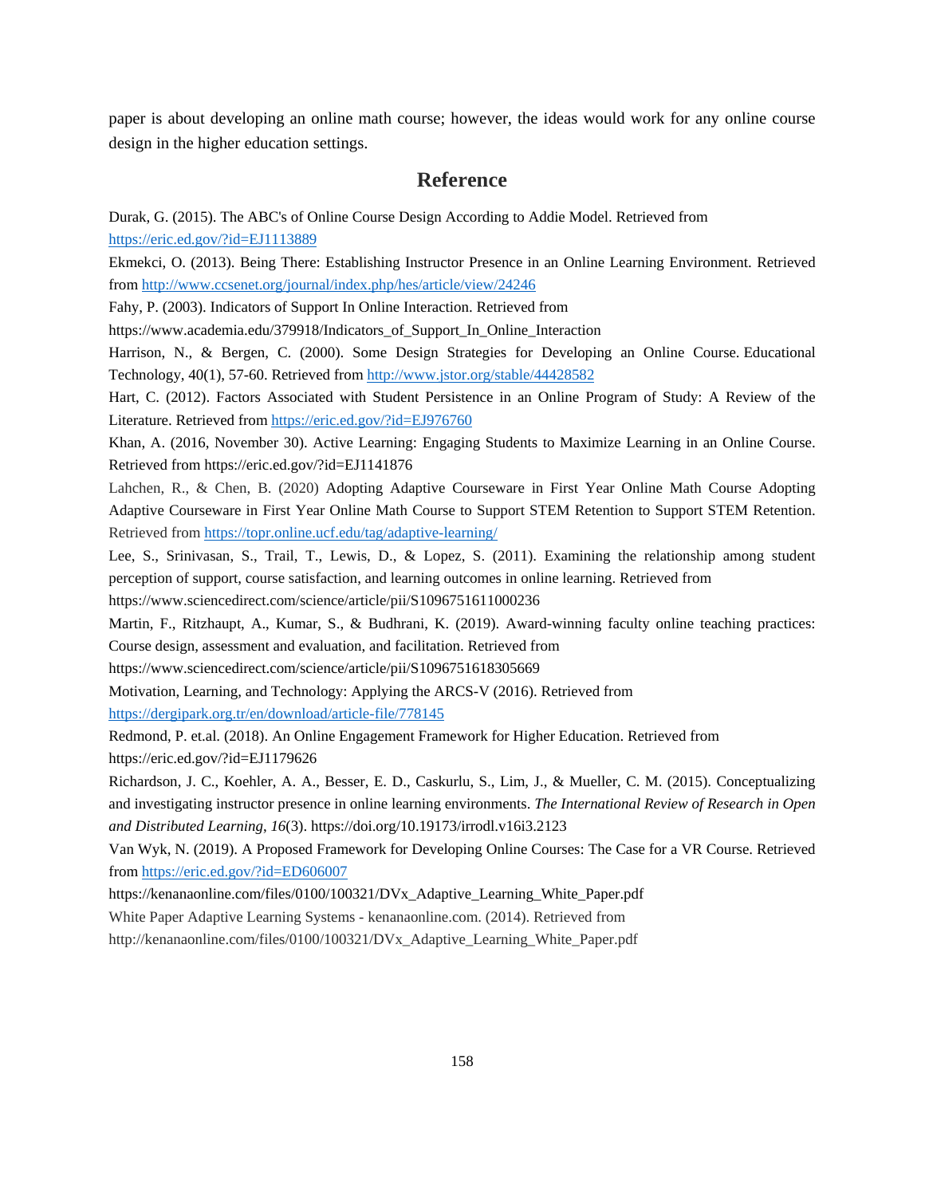paper is about developing an online math course; however, the ideas would work for any online course design in the higher education settings.

## Reference

Durak, G. (2015). The ABC's of Online Course Design According to Addie Model. Retrieved from https://eric.ed.gov/?id=EJ1113889

Ekmekci, O. (2013). Being There: Establishing Instructor Presence in an Online Learning Environment. Retrieved from http://www.ccsenet.org/journal/index.php/hes/article/view/24246

Fahy, P. (2003). Indicators of Support In Online Interaction. Retrieved from https://www.academia.edu/379918/Indicators_of_Support_In_Online_Interaction

Harrison, N., & Bergen, C. (2000). Some Design Strategies for Developing an Online Course. Educational Technology, 40(1), 57-60. Retrieved from http://www.jstor.org/stable/44428582

Hart, C. (2012). Factors Associated with Student Persistence in an Online Program of Study: A Review of the Literature. Retrieved from https://eric.ed.gov/?id=EJ976760

Khan, A. (2016, November 30). Active Learning: Engaging Students to Maximize Learning in an Online Course. Retrieved from https://eric.ed.gov/?id=EJ1141876

Lahchen, R., & Chen, B. (2020) Adopting Adaptive Courseware in First Year Online Math Course Adopting Adaptive Courseware in First Year Online Math Course to Support STEM Retention to Support STEM Retention. Retrieved from https://topr.online.ucf.edu/tag/adaptive-learning/

Lee, S., Srinivasan, S., Trail, T., Lewis, D., & Lopez, S. (2011). Examining the relationship among student perception of support, course satisfaction, and learning outcomes in online learning. Retrieved from https://www.sciencedirect.com/science/article/pii/S1096751611000236

Martin, F., Ritzhaupt, A., Kumar, S., & Budhrani, K. (2019). Award-winning faculty online teaching practices: Course design, assessment and evaluation, and facilitation. Retrieved from https://www.sciencedirect.com/science/article/pii/S1096751618305669

Motivation, Learning, and Technology: Applying the ARCS-V (2016). Retrieved from https://dergipark.org.tr/en/download/article-file/778145

Redmond, P. et.al. (2018). An Online Engagement Framework for Higher Education. Retrieved from https://eric.ed.gov/?id=EJ1179626

Richardson, J. C., Koehler, A. A., Besser, E. D., Caskurlu, S., Lim, J., & Mueller, C. M. (2015). Conceptualizing and investigating instructor presence in online learning environments. *The International Review of Research in Open and Distributed Learning*, *16*(3). https://doi.org/10.19173/irrodl.v16i3.2123

Van Wyk, N. (2019). A Proposed Framework for Developing Online Courses: The Case for a VR Course. Retrieved from https://eric.ed.gov/?id=ED606007

https://kenanaonline.com/files/0100/100321/DVx_Adaptive_Learning_White_Paper.pdf

White Paper Adaptive Learning Systems - kenanaonline.com. (2014). Retrieved from http://kenanaonline.com/files/0100/100321/DVx_Adaptive_Learning_White_Paper.pdf